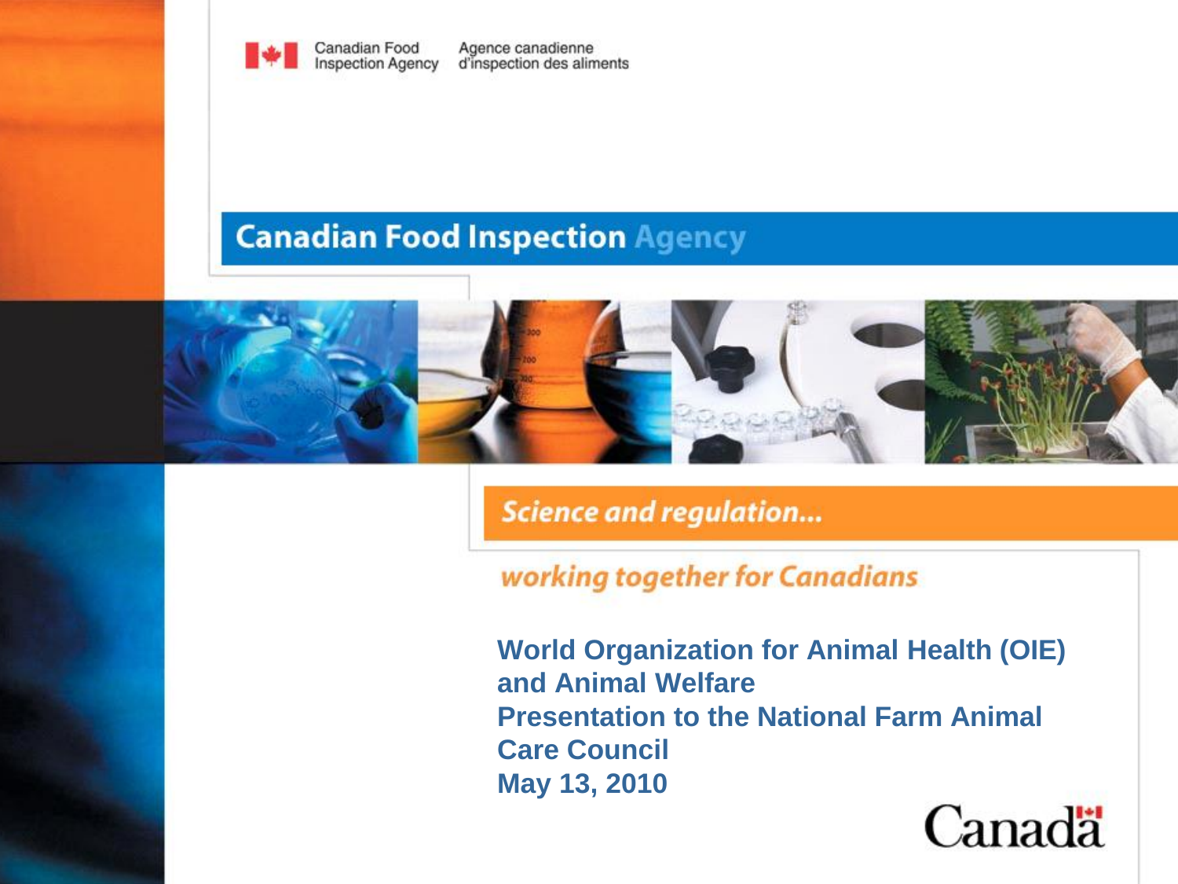Canadian Food Inspection Agency | Agence canadienne d'inspection des aliments

# Canadian Food Inspection Agency

*Science and regulation...*

*working together for Canadians*

**World Organization for Animal Health (OIE) and Animal Welfare**

**Presentation to the National Farm Animal Care Council**

**May 13, 2010**

Canada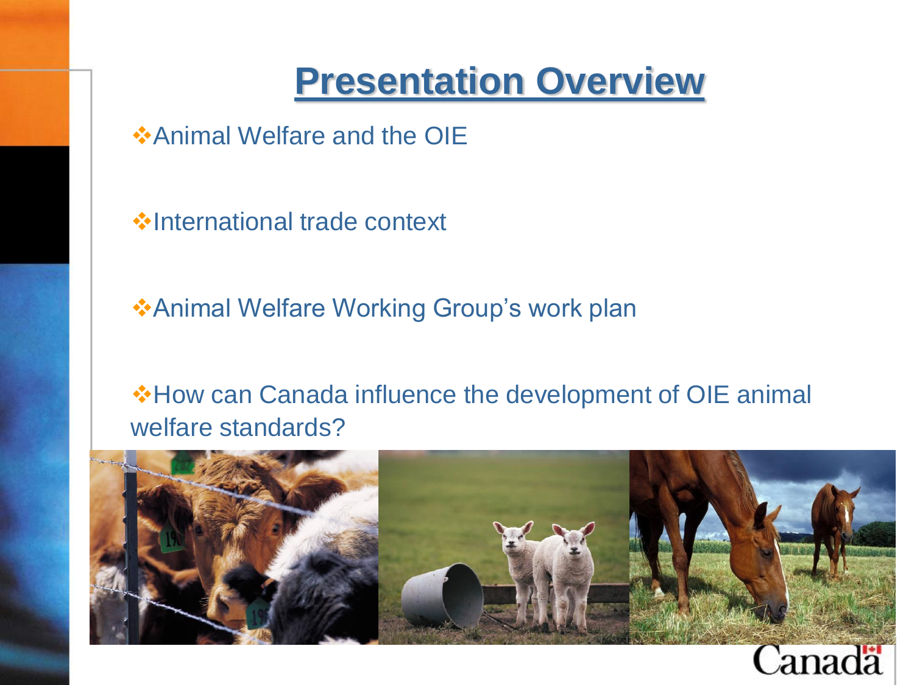# Presentation Overview

- Animal Welfare and the OIE
- International trade context
- Animal Welfare Working Group's work plan
- How can Canada influence the development of OIE animal welfare standards?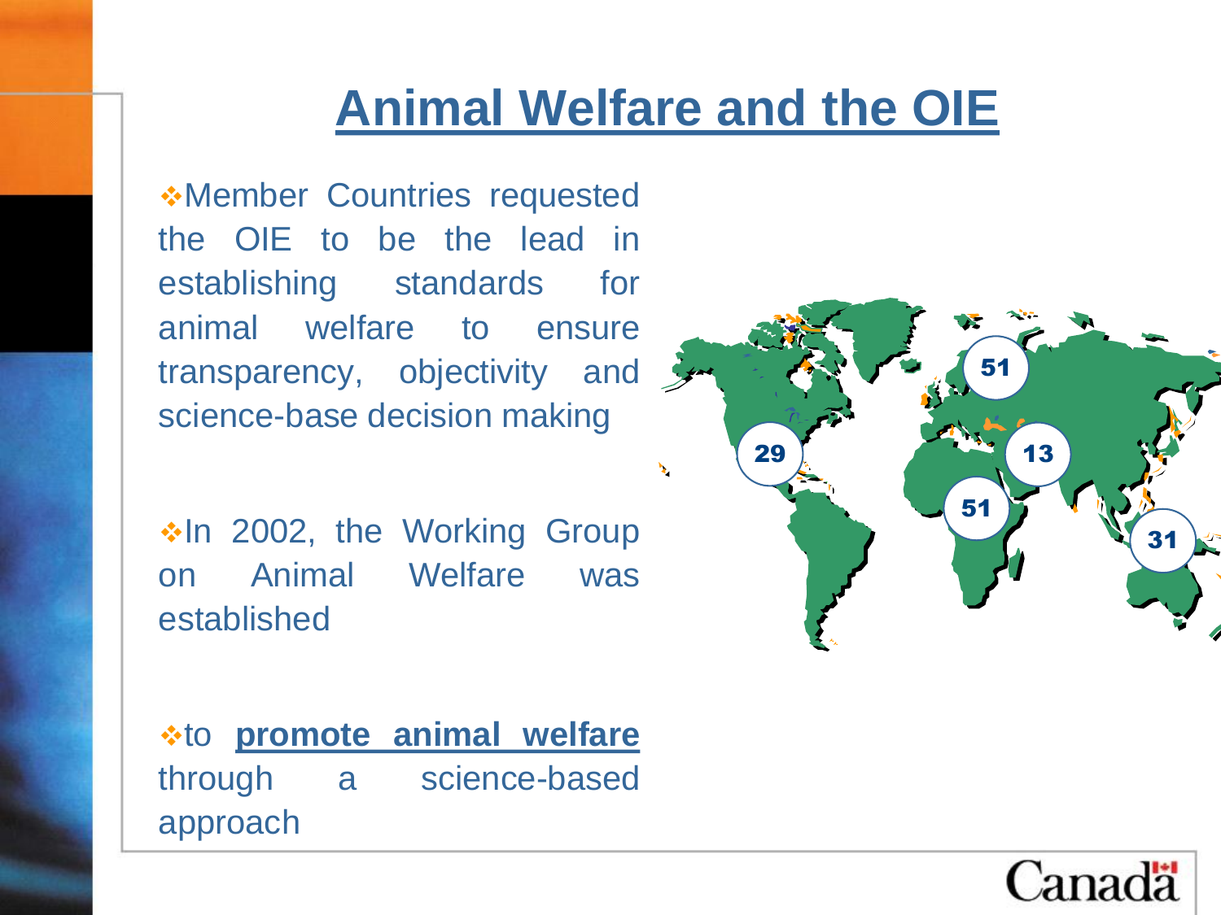# Animal Welfare and the OIE

- Member Countries requested the OIE to be the lead in establishing standards for animal welfare to ensure transparency, objectivity and science-base decision making

- In 2002, the Working Group on Animal Welfare was established

- to **promote animal welfare** through a science-based approach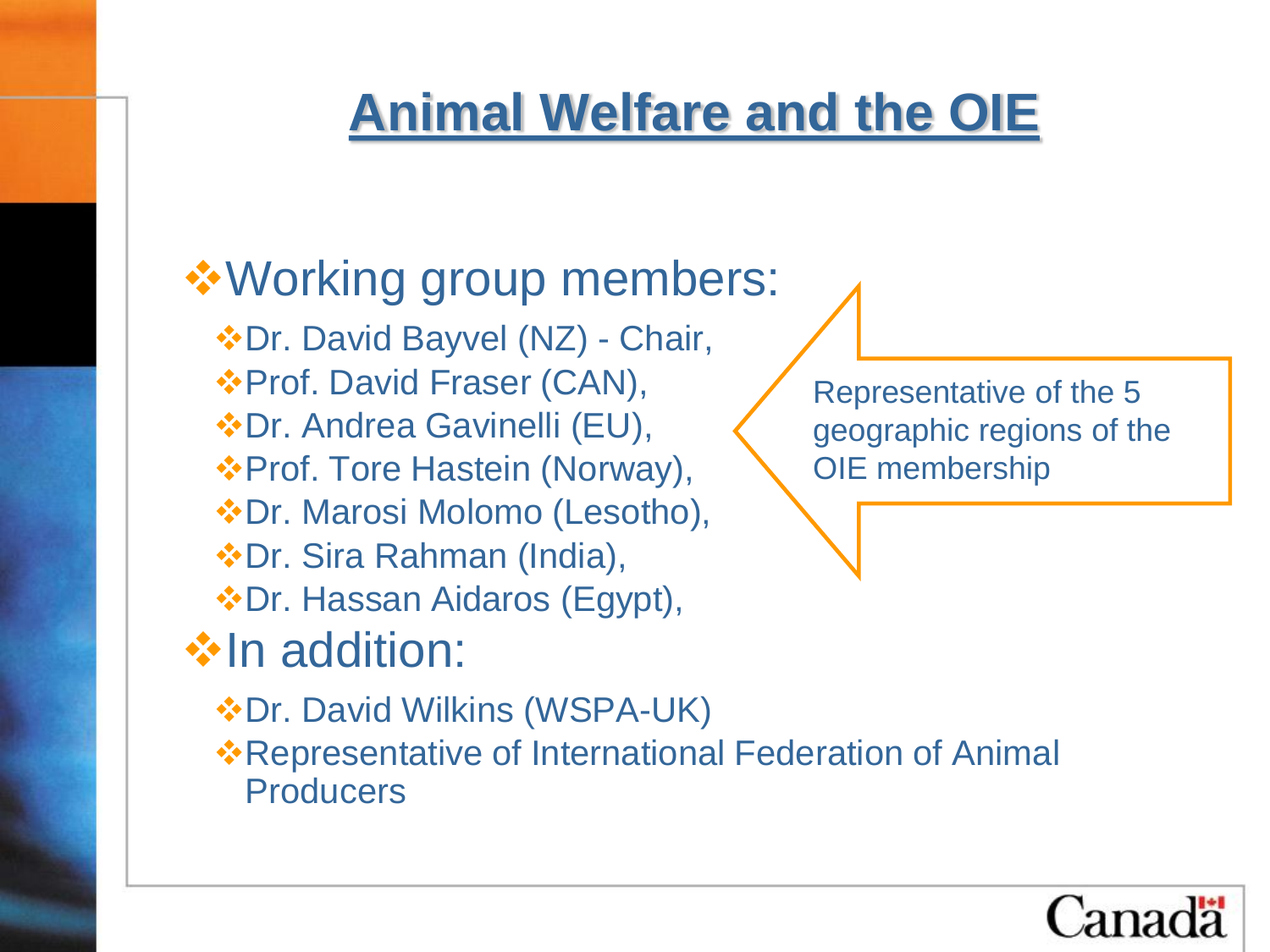# Animal Welfare and the OIE

- Working group members:
  - Dr. David Bayvel (NZ) - Chair,
  - Prof. David Fraser (CAN),
  - Dr. Andrea Gavinelli (EU),
  - Prof. Tore Hastein (Norway),
  - Dr. Marosi Molomo (Lesotho),
  - Dr. Sira Rahman (India),
  - Dr. Hassan Aidaros (Egypt),

Representative of the 5 geographic regions of the OIE membership

- In addition:
  - Dr. David Wilkins (WSPA-UK)
  - Representative of International Federation of Animal Producers

Canada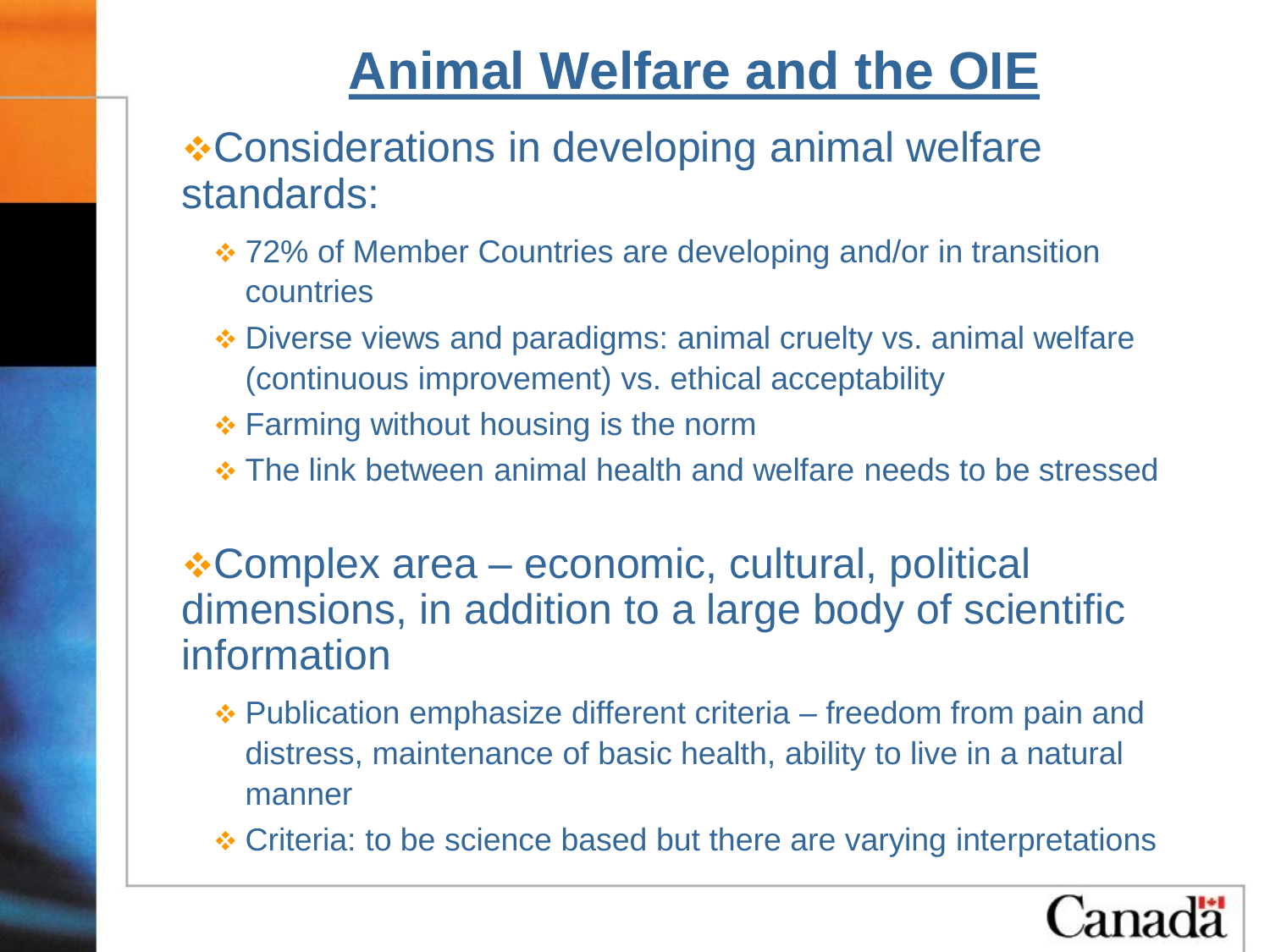# Animal Welfare and the OIE

- Considerations in developing animal welfare standards:
  - 72% of Member Countries are developing and/or in transition countries
  - Diverse views and paradigms: animal cruelty vs. animal welfare (continuous improvement) vs. ethical acceptability
  - Farming without housing is the norm
  - The link between animal health and welfare needs to be stressed

- Complex area – economic, cultural, political dimensions, in addition to a large body of scientific information
  - Publication emphasize different criteria – freedom from pain and distress, maintenance of basic health, ability to live in a natural manner
  - Criteria: to be science based but there are varying interpretations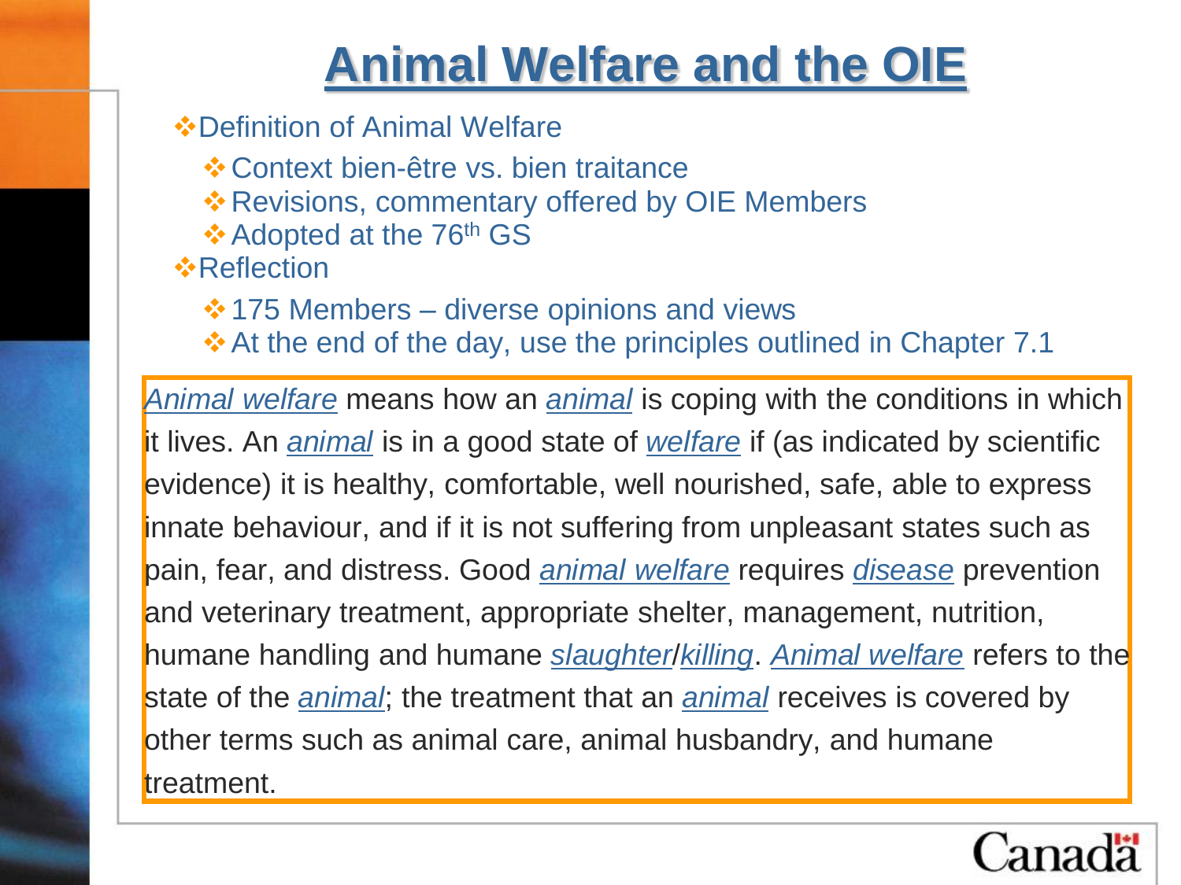# Animal Welfare and the OIE

- Definition of Animal Welfare
  - Context bien-être vs. bien traitance
  - Revisions, commentary offered by OIE Members
  - Adopted at the 76th GS
- Reflection
  - 175 Members – diverse opinions and views
  - At the end of the day, use the principles outlined in Chapter 7.1

*Animal welfare* means how an *animal* is coping with the conditions in which it lives. An *animal* is in a good state of *welfare* if (as indicated by scientific evidence) it is healthy, comfortable, well nourished, safe, able to express innate behaviour, and if it is not suffering from unpleasant states such as pain, fear, and distress. Good *animal welfare* requires *disease* prevention and veterinary treatment, appropriate shelter, management, nutrition, humane handling and humane *slaughter*/*killing*. *Animal welfare* refers to the state of the *animal*; the treatment that an *animal* receives is covered by other terms such as animal care, animal husbandry, and humane treatment.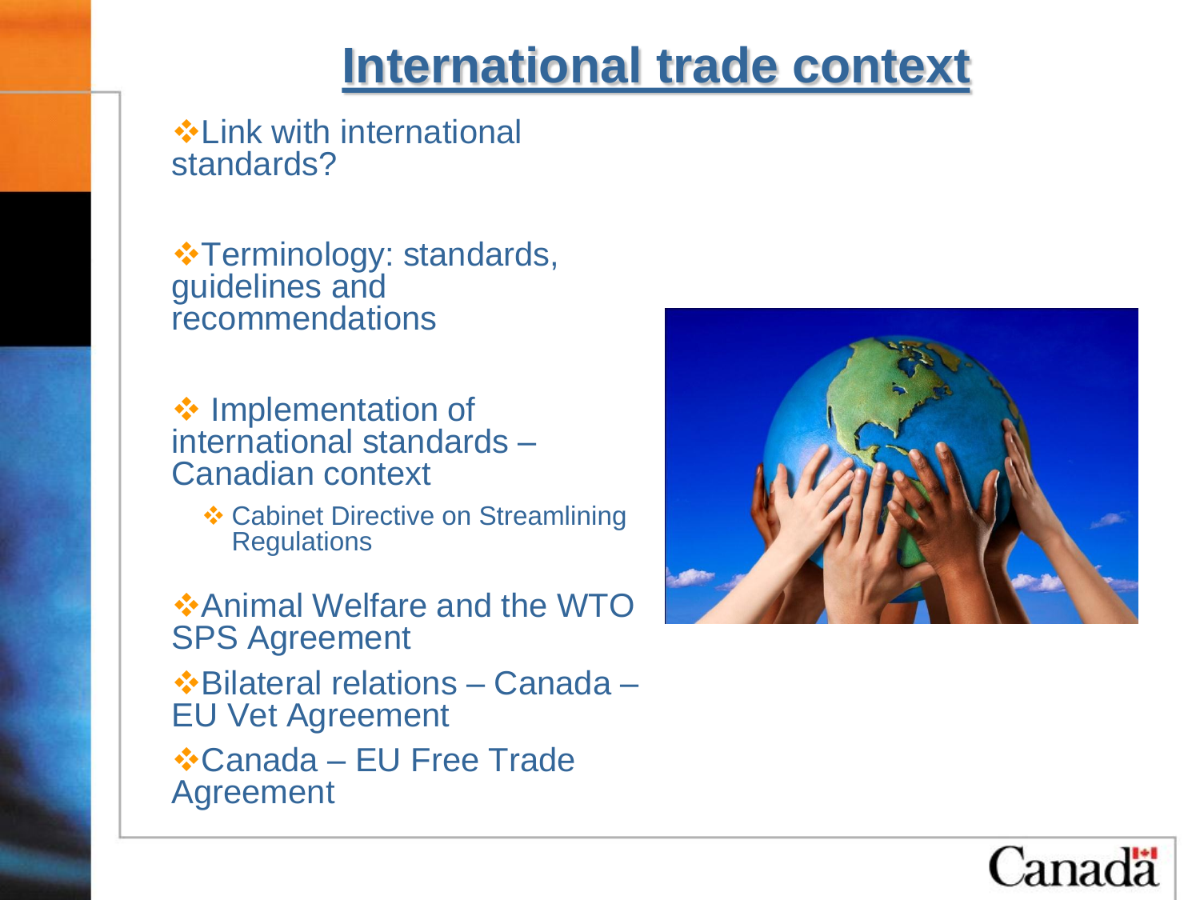# International trade context

- Link with international standards?
- Terminology: standards, guidelines and recommendations
- Implementation of international standards – Canadian context
  - Cabinet Directive on Streamlining Regulations
- Animal Welfare and the WTO SPS Agreement
- Bilateral relations – Canada – EU Vet Agreement
- Canada – EU Free Trade Agreement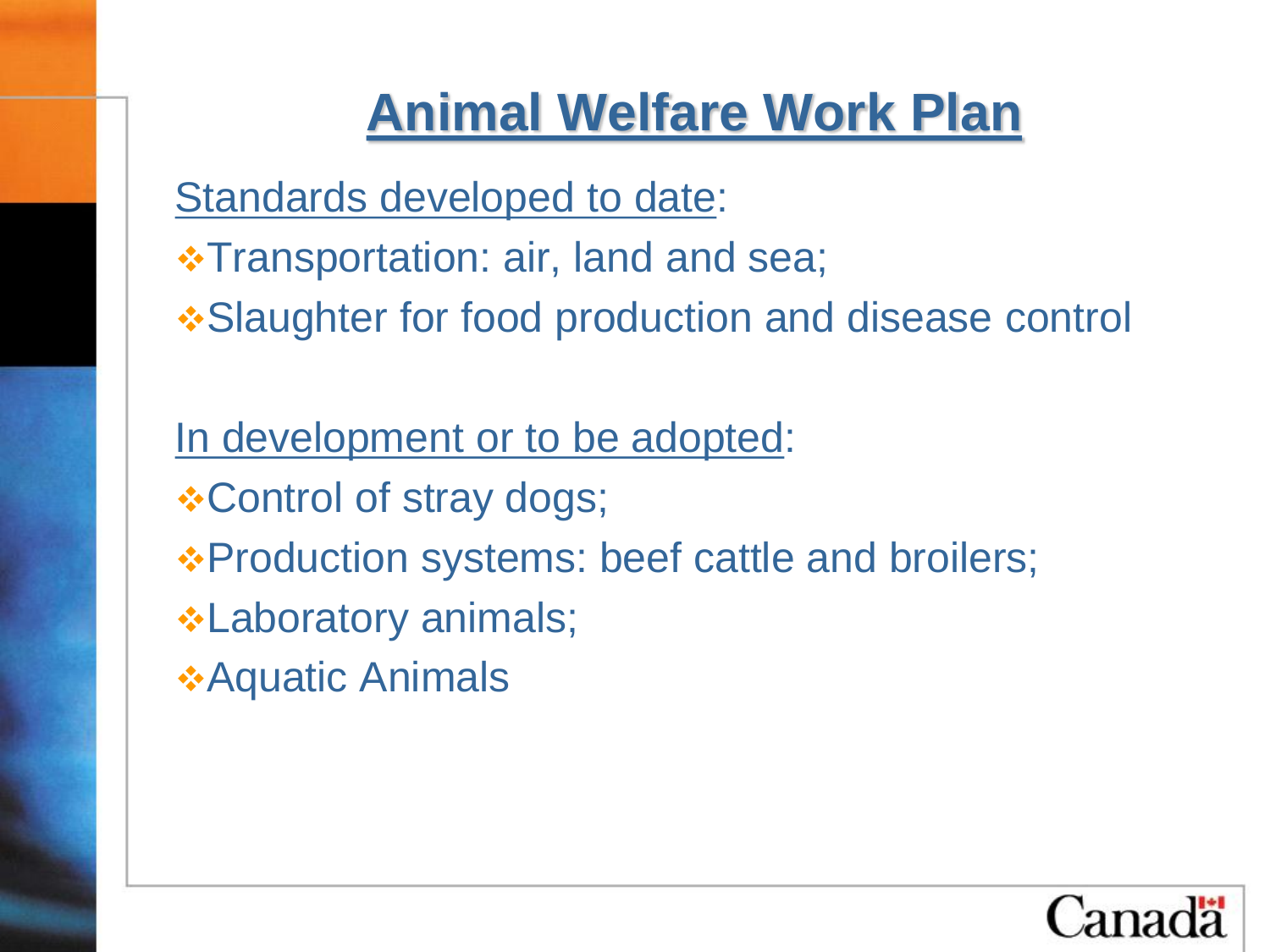# Animal Welfare Work Plan

Standards developed to date:

- Transportation: air, land and sea;
- Slaughter for food production and disease control

In development or to be adopted:

- Control of stray dogs;
- Production systems: beef cattle and broilers;
- Laboratory animals;
- Aquatic Animals

Canada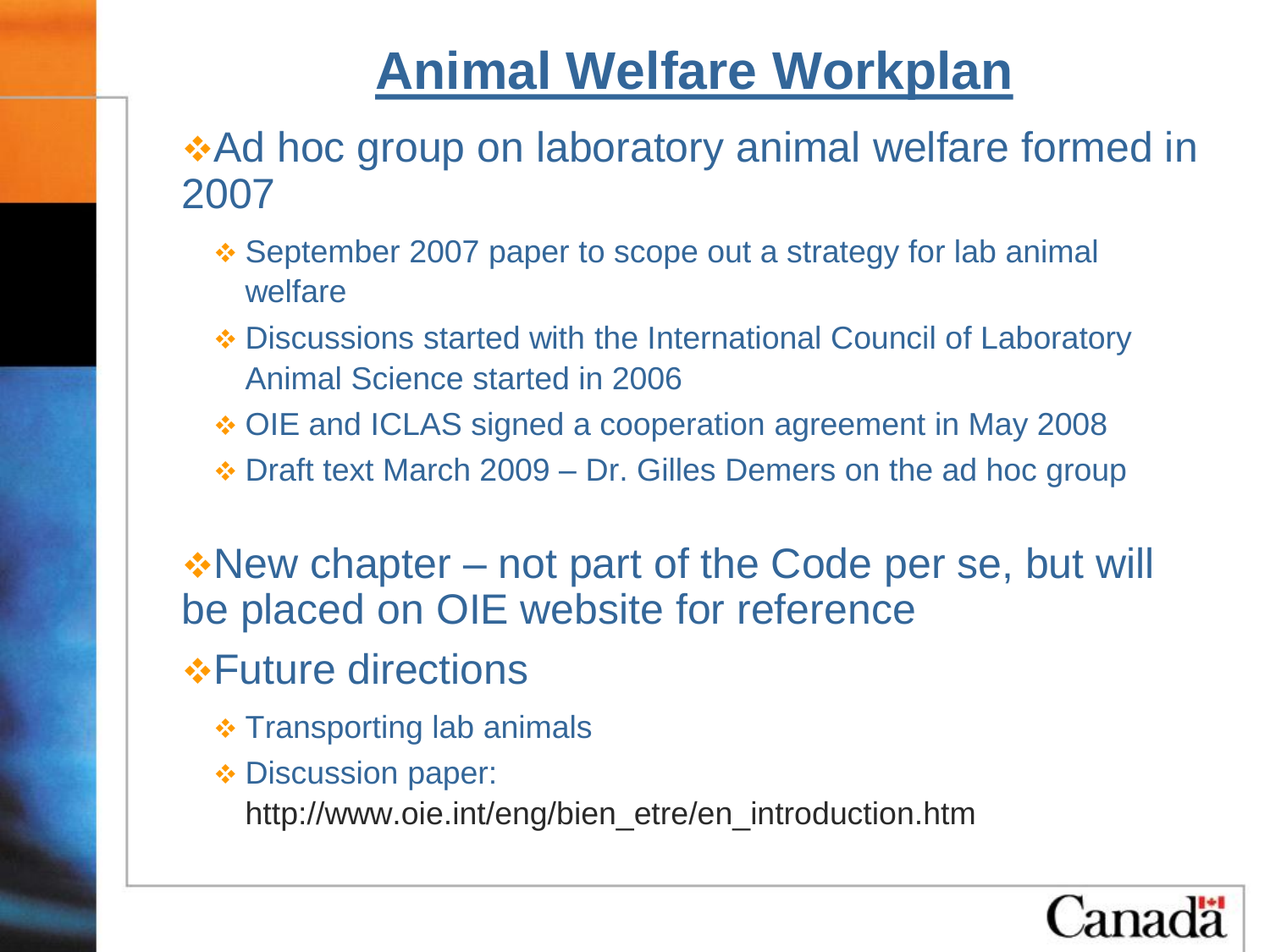# Animal Welfare Workplan

- Ad hoc group on laboratory animal welfare formed in 2007
  - September 2007 paper to scope out a strategy for lab animal welfare
  - Discussions started with the International Council of Laboratory Animal Science started in 2006
  - OIE and ICLAS signed a cooperation agreement in May 2008
  - Draft text March 2009 – Dr. Gilles Demers on the ad hoc group
- New chapter – not part of the Code per se, but will be placed on OIE website for reference
- Future directions
  - Transporting lab animals
  - Discussion paper: http://www.oie.int/eng/bien_etre/en_introduction.htm

Canada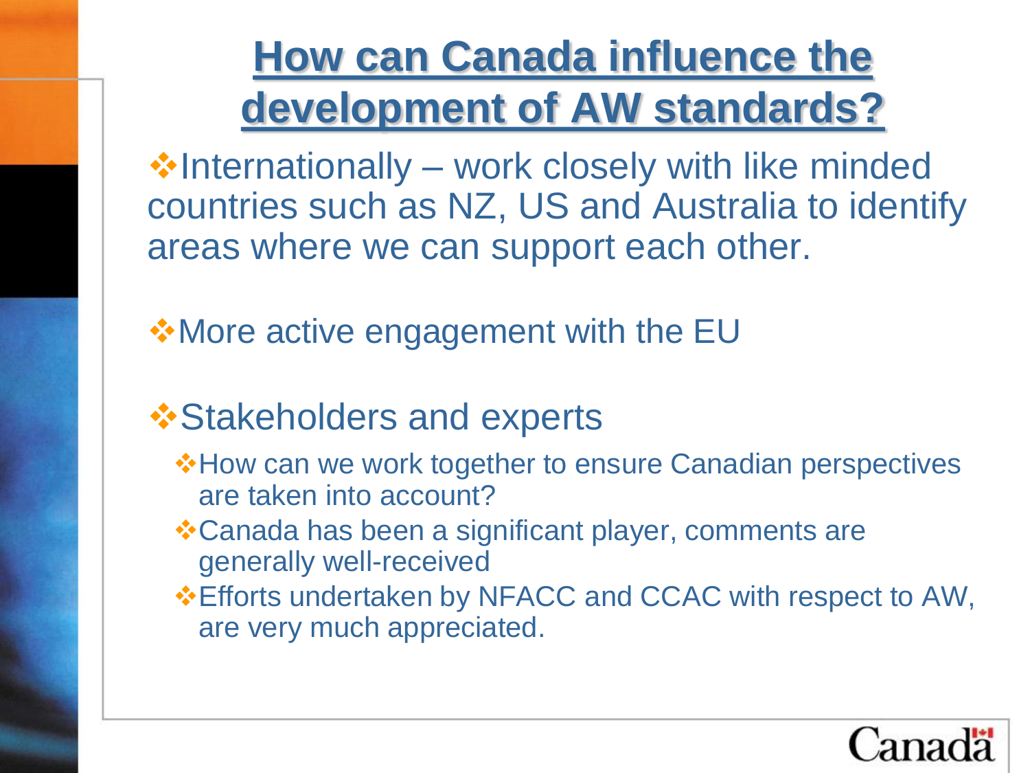# How can Canada influence the development of AW standards?

- Internationally – work closely with like minded countries such as NZ, US and Australia to identify areas where we can support each other.

- More active engagement with the EU

- Stakeholders and experts
  - How can we work together to ensure Canadian perspectives are taken into account?
  - Canada has been a significant player, comments are generally well-received
  - Efforts undertaken by NFACC and CCAC with respect to AW, are very much appreciated.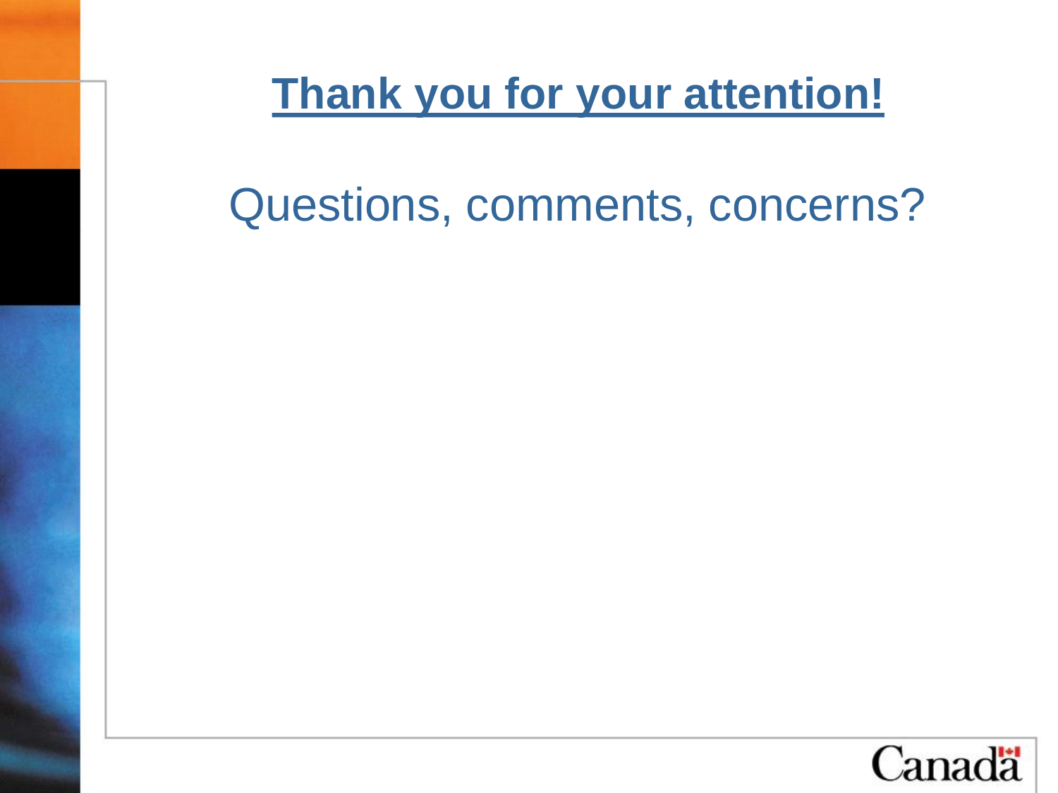# **Thank you for your attention!**

Questions, comments, concerns?